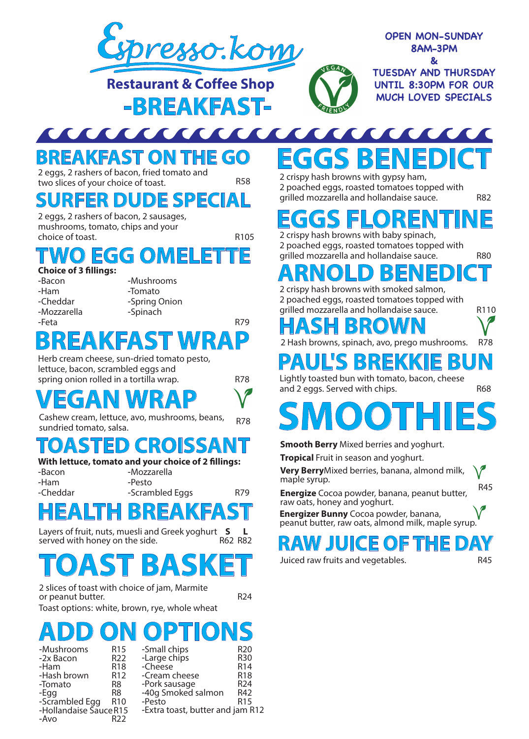# Espresso.kom

**Restaurant & Coffee Shop**

# -BREAKFAST-

VEGAN FRIENDLY

OPEN MON-SUNDAY
8AM-3PM
&
TUESDAY AND THURSDAY UNTIL 8:30PM FOR OUR MUCH LOVED SPECIALS

## BREAKFAST ON THE GO

2 eggs, 2 rashers of bacon, fried tomato and two slices of your choice of toast. R58

## SURFER DUDE SPECIAL

2 eggs, 2 rashers of bacon, 2 sausages, mushrooms, tomato, chips and your choice of toast. R105

## TWO EGG OMELETTE

**Choice of 3 fillings:**

- -Bacon
- -Ham
- -Cheddar
- -Mozzarella
- -Feta
- -Mushrooms
- -Tomato
- -Spring Onion
- -Spinach

R79

## BREAKFAST WRAP

Herb cream cheese, sun-dried tomato pesto, lettuce, bacon, scrambled eggs and spring onion rolled in a tortilla wrap. R78

## VEGAN WRAP (V)

Cashew cream, lettuce, avo, mushrooms, beans, sundried tomato, salsa. R78

## TOASTED CROISSANT

**With lettuce, tomato and your choice of 2 fillings:**

- -Bacon
- -Ham
- -Cheddar
- -Mozzarella
- -Pesto
- -Scrambled Eggs

R79

## HEALTH BREAKFAST

Layers of fruit, nuts, muesli and Greek yoghurt served with honey on the side. **S** R62 **L** R82

## TOAST BASKET

2 slices of toast with choice of jam, Marmite or peanut butter. R24

Toast options: white, brown, rye, whole wheat

## ADD ON OPTIONS

| Item | Price | Item | Price |
|---|---|---|---|
| -Mushrooms | R15 | -Small chips | R20 |
| -2x Bacon | R22 | -Large chips | R30 |
| -Ham | R18 | -Cheese | R14 |
| -Hash brown | R12 | -Cream cheese | R18 |
| -Tomato | R8 | -Pork sausage | R24 |
| -Egg | R8 | -40g Smoked salmon | R42 |
| -Scrambled Egg | R10 | -Pesto | R15 |
| -Hollandaise Sauce | R15 | -Extra toast, butter and jam | R12 |
| -Avo | R22 | | |

## EGGS BENEDICT

2 crispy hash browns with gypsy ham, 2 poached eggs, roasted tomatoes topped with grilled mozzarella and hollandaise sauce. R82

## EGGS FLORENTINE

2 crispy hash browns with baby spinach, 2 poached eggs, roasted tomatoes topped with grilled mozzarella and hollandaise sauce. R80

## ARNOLD BENEDICT

2 crispy hash browns with smoked salmon, 2 poached eggs, roasted tomatoes topped with grilled mozzarella and hollandaise sauce. R110

## HASH BROWN (V)

2 Hash browns, spinach, avo, prego mushrooms. R78

## PAUL'S BREKKIE BUN

Lightly toasted bun with tomato, bacon, cheese and 2 eggs. Served with chips. R68

## SMOOTHIES

**Smooth Berry** Mixed berries and yoghurt.

**Tropical** Fruit in season and yoghurt.

**Very Berry** Mixed berries, banana, almond milk, maple syrup. (V)

**Energize** Cocoa powder, banana, peanut butter, raw oats, honey and yoghurt.

**Energizer Bunny** Cocoa powder, banana, peanut butter, raw oats, almond milk, maple syrup. (V)

R45

## RAW JUICE OF THE DAY

Juiced raw fruits and vegetables. R45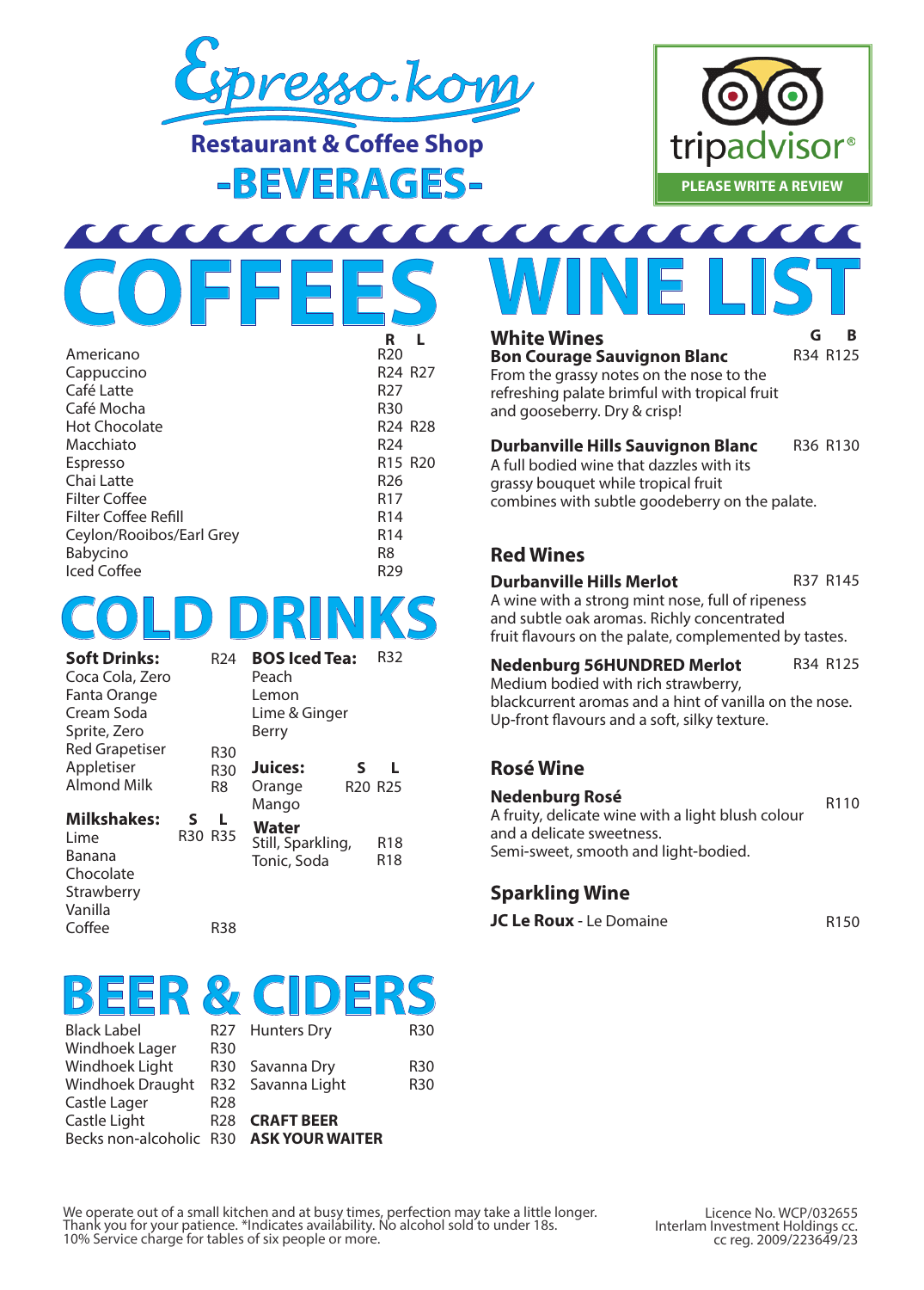# Espresso.kom

**Restaurant & Coffee Shop**

## -BEVERAGES-

tripadvisor®

**PLEASE WRITE A REVIEW**

## COFFEES

| | R | L |
|---|---|---|
| Americano | R20 | |
| Cappuccino | R24 | R27 |
| Café Latte | R27 | |
| Café Mocha | R30 | |
| Hot Chocolate | R24 | R28 |
| Macchiato | R24 | |
| Espresso | R15 | R20 |
| Chai Latte | R26 | |
| Filter Coffee | R17 | |
| Filter Coffee Refill | R14 | |
| Ceylon/Rooibos/Earl Grey | R14 | |
| Babycino | R8 | |
| Iced Coffee | R29 | |

## COLD DRINKS

**Soft Drinks:** R24
- Coca Cola, Zero
- Fanta Orange
- Cream Soda
- Sprite, Zero

| | |
|---|---|
| Red Grapetiser | R30 |
| Appletiser | R30 |
| Almond Milk | R8 |

**Milkshakes:**

| | S | L |
|---|---|---|
| Lime | R30 | R35 |
| Banana | | |
| Chocolate | | |
| Strawberry | | |
| Vanilla | | |
| Coffee | R38 | |

**BOS Iced Tea:** R32
- Peach
- Lemon
- Lime & Ginger
- Berry

**Juices:**

| | S | L |
|---|---|---|
| Orange | R20 | R25 |
| Mango | | |

**Water**

| | |
|---|---|
| Still, Sparkling, | R18 |
| Tonic, Soda | R18 |

## BEER & CIDERS

| | |
|---|---|
| Black Label | R27 |
| Windhoek Lager | R30 |
| Windhoek Light | R30 |
| Windhoek Draught | R32 |
| Castle Lager | R28 |
| Castle Light | R28 |
| Becks non-alcoholic | R30 |
| Hunters Dry | R30 |
| Savanna Dry | R30 |
| Savanna Light | R30 |

**CRAFT BEER**
**ASK YOUR WAITER**

## WINE LIST

### White Wines

| | G | B |
|---|---|---|
| **Bon Courage Sauvignon Blanc** | R34 | R125 |
| **Durbanville Hills Sauvignon Blanc** | R36 | R130 |

**Bon Courage Sauvignon Blanc** — From the grassy notes on the nose to the refreshing palate brimful with tropical fruit and gooseberry. Dry & crisp!

**Durbanville Hills Sauvignon Blanc** — A full bodied wine that dazzles with its grassy bouquet while tropical fruit combines with subtle goodeberry on the palate.

### Red Wines

| | G | B |
|---|---|---|
| **Durbanville Hills Merlot** | R37 | R145 |
| **Nedenburg 56HUNDRED Merlot** | R34 | R125 |

**Durbanville Hills Merlot** — A wine with a strong mint nose, full of ripeness and subtle oak aromas. Richly concentrated fruit flavours on the palate, complemented by tastes.

**Nedenburg 56HUNDRED Merlot** — Medium bodied with rich strawberry, blackcurrent aromas and a hint of vanilla on the nose. Up-front flavours and a soft, silky texture.

### Rosé Wine

**Nedenburg Rosé** — R110

A fruity, delicate wine with a light blush colour and a delicate sweetness. Semi-sweet, smooth and light-bodied.

### Sparkling Wine

**JC Le Roux** - Le Domaine — R150

We operate out of a small kitchen and at busy times, perfection may take a little longer. Thank you for your patience. *Indicates availability. No alcohol sold to under 18s. 10% Service charge for tables of six people or more.

Licence No. WCP/032655
Interlam Investment Holdings cc.
cc reg. 2009/223649/23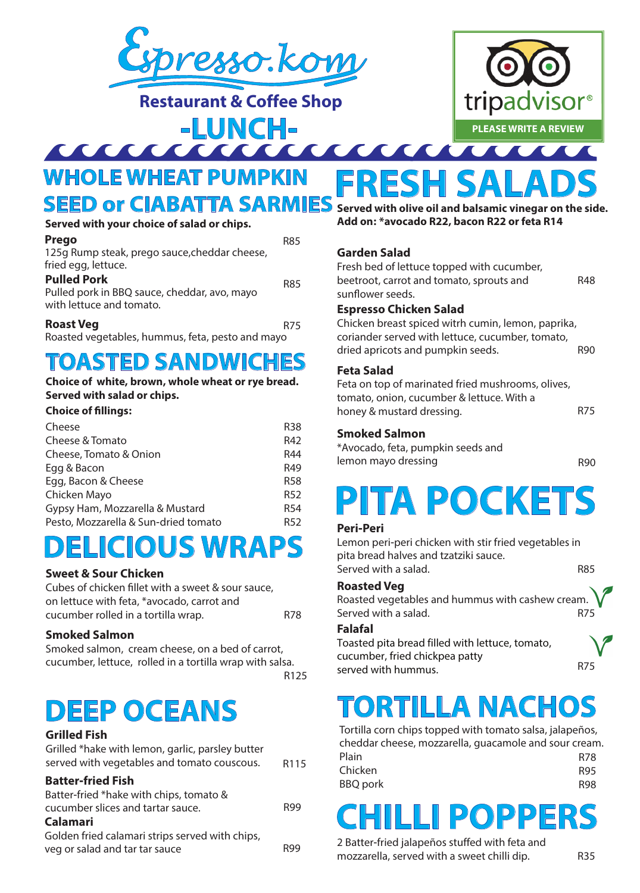# Espresso.kom

**Restaurant & Coffee Shop**

## -LUNCH-

tripadvisor®

PLEASE WRITE A REVIEW

## WHOLE WHEAT PUMPKIN SEED or CIABATTA SARMIES

**Served with your choice of salad or chips.**

**Prego** R85
125g Rump steak, prego sauce,cheddar cheese, fried egg, lettuce.

**Pulled Pork** R85
Pulled pork in BBQ sauce, cheddar, avo, mayo with lettuce and tomato.

**Roast Veg** R75
Roasted vegetables, hummus, feta, pesto and mayo

## TOASTED SANDWICHES

**Choice of white, brown, whole wheat or rye bread. Served with salad or chips.**

**Choice of fillings:**

| Filling | Price |
| --- | --- |
| Cheese | R38 |
| Cheese & Tomato | R42 |
| Cheese, Tomato & Onion | R44 |
| Egg & Bacon | R49 |
| Egg, Bacon & Cheese | R58 |
| Chicken Mayo | R52 |
| Gypsy Ham, Mozzarella & Mustard | R54 |
| Pesto, Mozzarella & Sun-dried tomato | R52 |

## DELICIOUS WRAPS

**Sweet & Sour Chicken** R78
Cubes of chicken fillet with a sweet & sour sauce, on lettuce with feta, *avocado, carrot and cucumber rolled in a tortilla wrap.

**Smoked Salmon** R125
Smoked salmon, cream cheese, on a bed of carrot, cucumber, lettuce, rolled in a tortilla wrap with salsa.

## DEEP OCEANS

**Grilled Fish** R115
Grilled *hake with lemon, garlic, parsley butter served with vegetables and tomato couscous.

**Batter-fried Fish** R99
Batter-fried *hake with chips, tomato & cucumber slices and tartar sauce.

**Calamari** R99
Golden fried calamari strips served with chips, veg or salad and tar tar sauce

## FRESH SALADS

**Served with olive oil and balsamic vinegar on the side. Add on: *avocado R22, bacon R22 or feta R14**

**Garden Salad** R48
Fresh bed of lettuce topped with cucumber, beetroot, carrot and tomato, sprouts and sunflower seeds.

**Espresso Chicken Salad** R90
Chicken breast spiced witrh cumin, lemon, paprika, coriander served with lettuce, cucumber, tomato, dried apricots and pumpkin seeds.

**Feta Salad** R75
Feta on top of marinated fried mushrooms, olives, tomato, onion, cucumber & lettuce. With a honey & mustard dressing.

**Smoked Salmon** R90
*Avocado, feta, pumpkin seeds and lemon mayo dressing

## PITA POCKETS

**Peri-Peri** R85
Lemon peri-peri chicken with stir fried vegetables in pita bread halves and tzatziki sauce. Served with a salad.

**Roasted Veg** R75
Roasted vegetables and hummus with cashew cream. Served with a salad.

**Falafal** R75
Toasted pita bread filled with lettuce, tomato, cucumber, fried chickpea patty served with hummus.

## TORTILLA NACHOS

Tortilla corn chips topped with tomato salsa, jalapeños, cheddar cheese, mozzarella, guacamole and sour cream.

| Option | Price |
| --- | --- |
| Plain | R78 |
| Chicken | R95 |
| BBQ pork | R98 |

## CHILLI POPPERS

2 Batter-fried jalapeños stuffed with feta and mozzarella, served with a sweet chilli dip. R35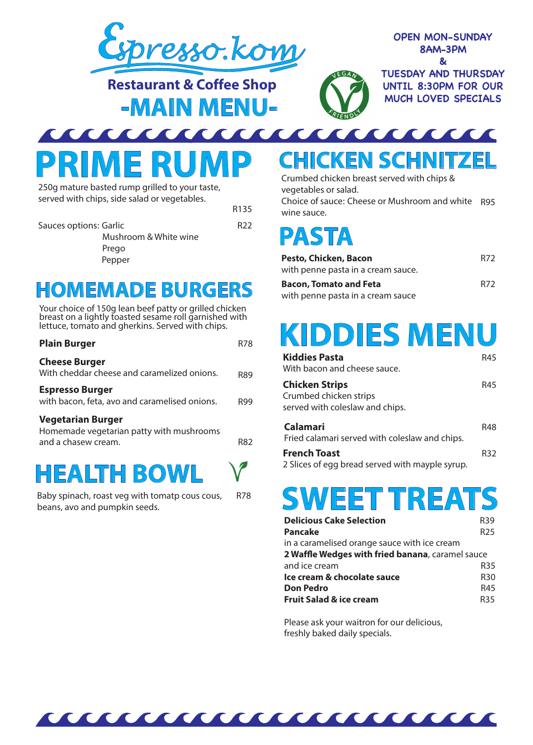# Espresso.kom

## Restaurant & Coffee Shop

## -MAIN MENU-

VEGAN FRIENDLY

OPEN MON-SUNDAY
8AM-3PM
&
TUESDAY AND THURSDAY
UNTIL 8:30PM FOR OUR
MUCH LOVED SPECIALS

# PRIME RUMP

250g mature basted rump grilled to your taste, served with chips, side salad or vegetables. R135

Sauces options: Garlic R22
Mushroom & White wine
Prego
Pepper

# HOMEMADE BURGERS

Your choice of 150g lean beef patty or grilled chicken breast on a lightly toasted sesame roll garnished with lettuce, tomato and gherkins. Served with chips.

**Plain Burger** R78

**Cheese Burger**
With cheddar cheese and caramelized onions. R89

**Espresso Burger**
with bacon, feta, avo and caramelised onions. R99

**Vegetarian Burger**
Homemade vegetarian patty with mushrooms and a chasew cream. R82

# HEALTH BOWL

Baby spinach, roast veg with tomatp cous cous, beans, avo and pumpkin seeds. R78

# CHICKEN SCHNITZEL

Crumbed chicken breast served with chips & vegetables or salad.
Choice of sauce: Cheese or Mushroom and white wine sauce. R95

# PASTA

**Pesto, Chicken, Bacon** R72
with penne pasta in a cream sauce.

**Bacon, Tomato and Feta** R72
with penne pasta in a cream sauce

# KIDDIES MENU

**Kiddies Pasta** R45
With bacon and cheese sauce.

**Chicken Strips** R45
Crumbed chicken strips
served with coleslaw and chips.

**Calamari** R48
Fried calamari served with coleslaw and chips.

**French Toast** R32
2 Slices of egg bread served with mayple syrup.

# SWEET TREATS

**Delicious Cake Selection** R39
**Pancake** R25
in a caramelised orange sauce with ice cream
**2 Waffle Wedges with fried banana**, caramel sauce and ice cream R35
**Ice cream & chocolate sauce** R30
**Don Pedro** R45
**Fruit Salad & ice cream** R35

Please ask your waitron for our delicious, freshly baked daily specials.